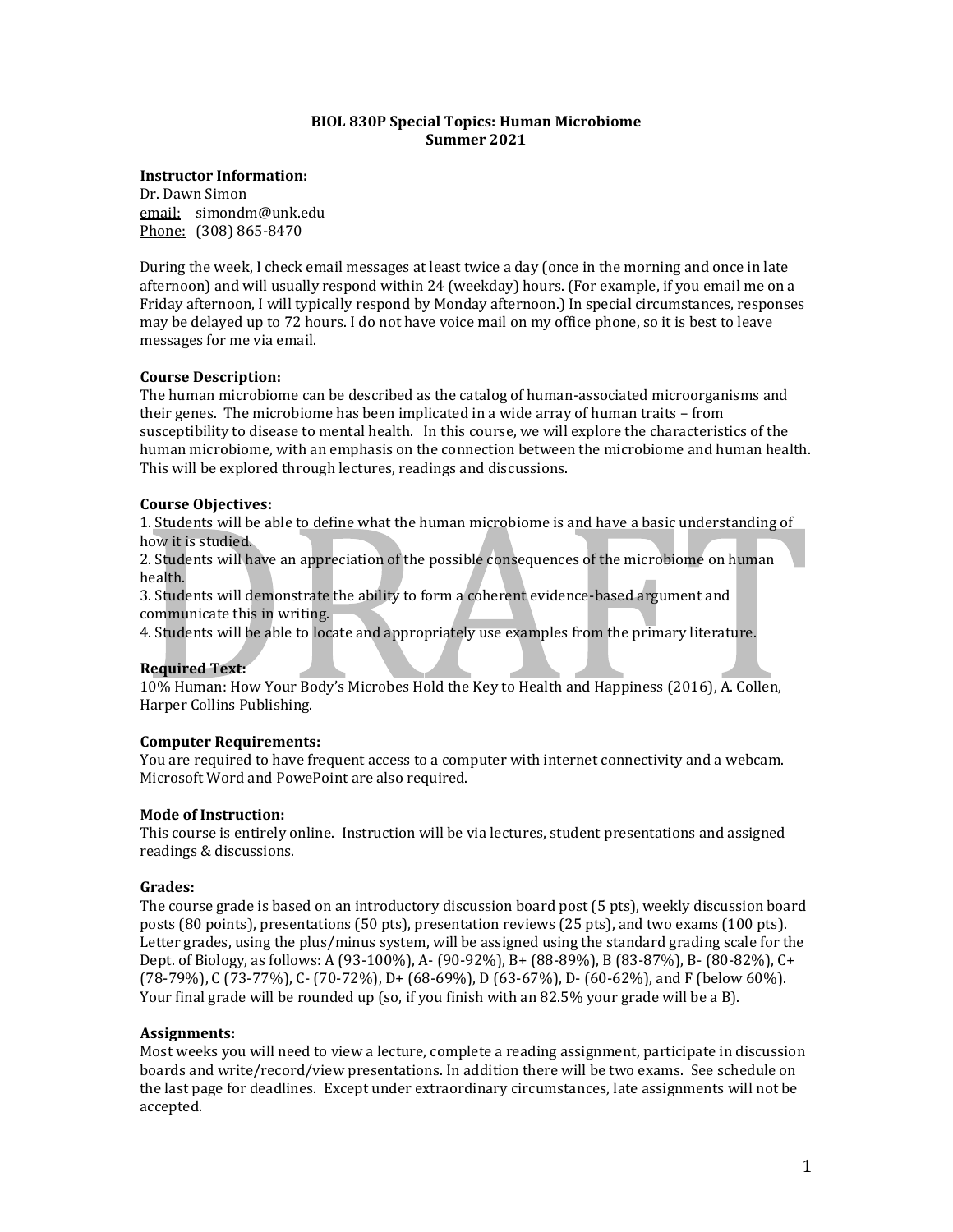# BIOL 830P Special Topics: Human Microbiome
## Summer 2021

**Instructor Information:**
Dr. Dawn Simon
email: simondm@unk.edu
Phone: (308) 865-8470

During the week, I check email messages at least twice a day (once in the morning and once in late afternoon) and will usually respond within 24 (weekday) hours. (For example, if you email me on a Friday afternoon, I will typically respond by Monday afternoon.) In special circumstances, responses may be delayed up to 72 hours. I do not have voice mail on my office phone, so it is best to leave messages for me via email.

**Course Description:**
The human microbiome can be described as the catalog of human-associated microorganisms and their genes. The microbiome has been implicated in a wide array of human traits – from susceptibility to disease to mental health. In this course, we will explore the characteristics of the human microbiome, with an emphasis on the connection between the microbiome and human health. This will be explored through lectures, readings and discussions.

**Course Objectives:**
1. Students will be able to define what the human microbiome is and have a basic understanding of how it is studied.
2. Students will have an appreciation of the possible consequences of the microbiome on human health.
3. Students will demonstrate the ability to form a coherent evidence-based argument and communicate this in writing.
4. Students will be able to locate and appropriately use examples from the primary literature.

**Required Text:**
10% Human: How Your Body's Microbes Hold the Key to Health and Happiness (2016), A. Collen, Harper Collins Publishing.

**Computer Requirements:**
You are required to have frequent access to a computer with internet connectivity and a webcam. Microsoft Word and PowePoint are also required.

**Mode of Instruction:**
This course is entirely online. Instruction will be via lectures, student presentations and assigned readings & discussions.

**Grades:**
The course grade is based on an introductory discussion board post (5 pts), weekly discussion board posts (80 points), presentations (50 pts), presentation reviews (25 pts), and two exams (100 pts). Letter grades, using the plus/minus system, will be assigned using the standard grading scale for the Dept. of Biology, as follows: A (93-100%), A- (90-92%), B+ (88-89%), B (83-87%), B- (80-82%), C+ (78-79%), C (73-77%), C- (70-72%), D+ (68-69%), D (63-67%), D- (60-62%), and F (below 60%). Your final grade will be rounded up (so, if you finish with an 82.5% your grade will be a B).

**Assignments:**
Most weeks you will need to view a lecture, complete a reading assignment, participate in discussion boards and write/record/view presentations. In addition there will be two exams. See schedule on the last page for deadlines. Except under extraordinary circumstances, late assignments will not be accepted.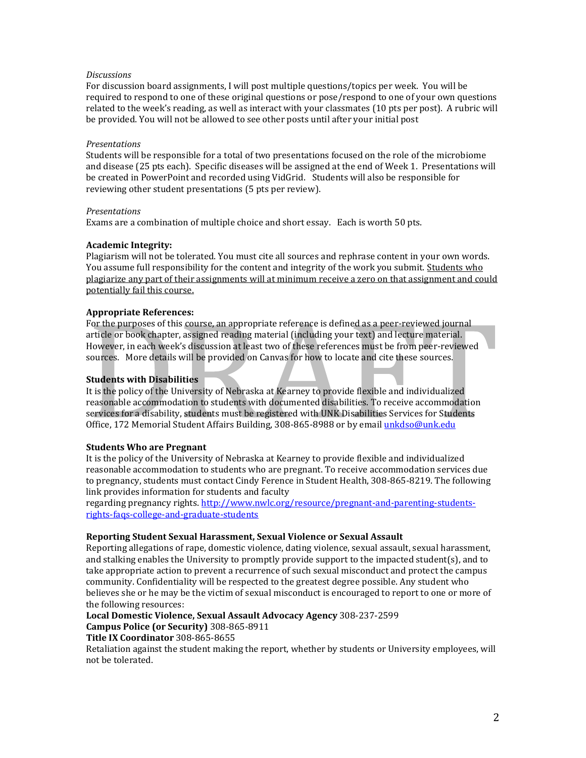*Discussions*

For discussion board assignments, I will post multiple questions/topics per week. You will be required to respond to one of these original questions or pose/respond to one of your own questions related to the week's reading, as well as interact with your classmates (10 pts per post). A rubric will be provided. You will not be allowed to see other posts until after your initial post

*Presentations*

Students will be responsible for a total of two presentations focused on the role of the microbiome and disease (25 pts each). Specific diseases will be assigned at the end of Week 1. Presentations will be created in PowerPoint and recorded using VidGrid. Students will also be responsible for reviewing other student presentations (5 pts per review).

*Presentations*

Exams are a combination of multiple choice and short essay. Each is worth 50 pts.

**Academic Integrity:**

Plagiarism will not be tolerated. You must cite all sources and rephrase content in your own words. You assume full responsibility for the content and integrity of the work you submit. Students who plagiarize any part of their assignments will at minimum receive a zero on that assignment and could potentially fail this course.

**Appropriate References:**

For the purposes of this course, an appropriate reference is defined as a peer-reviewed journal article or book chapter, assigned reading material (including your text) and lecture material. However, in each week's discussion at least two of these references must be from peer-reviewed sources. More details will be provided on Canvas for how to locate and cite these sources.

**Students with Disabilities**

It is the policy of the University of Nebraska at Kearney to provide flexible and individualized reasonable accommodation to students with documented disabilities. To receive accommodation services for a disability, students must be registered with UNK Disabilities Services for Students Office, 172 Memorial Student Affairs Building, 308-865-8988 or by email unkdso@unk.edu

**Students Who are Pregnant**

It is the policy of the University of Nebraska at Kearney to provide flexible and individualized reasonable accommodation to students who are pregnant. To receive accommodation services due to pregnancy, students must contact Cindy Ference in Student Health, 308-865-8219. The following link provides information for students and faculty regarding pregnancy rights. http://www.nwlc.org/resource/pregnant-and-parenting-students-rights-faqs-college-and-graduate-students

**Reporting Student Sexual Harassment, Sexual Violence or Sexual Assault**

Reporting allegations of rape, domestic violence, dating violence, sexual assault, sexual harassment, and stalking enables the University to promptly provide support to the impacted student(s), and to take appropriate action to prevent a recurrence of such sexual misconduct and protect the campus community. Confidentiality will be respected to the greatest degree possible. Any student who believes she or he may be the victim of sexual misconduct is encouraged to report to one or more of the following resources:

**Local Domestic Violence, Sexual Assault Advocacy Agency** 308-237-2599
**Campus Police (or Security)** 308-865-8911
**Title IX Coordinator** 308-865-8655

Retaliation against the student making the report, whether by students or University employees, will not be tolerated.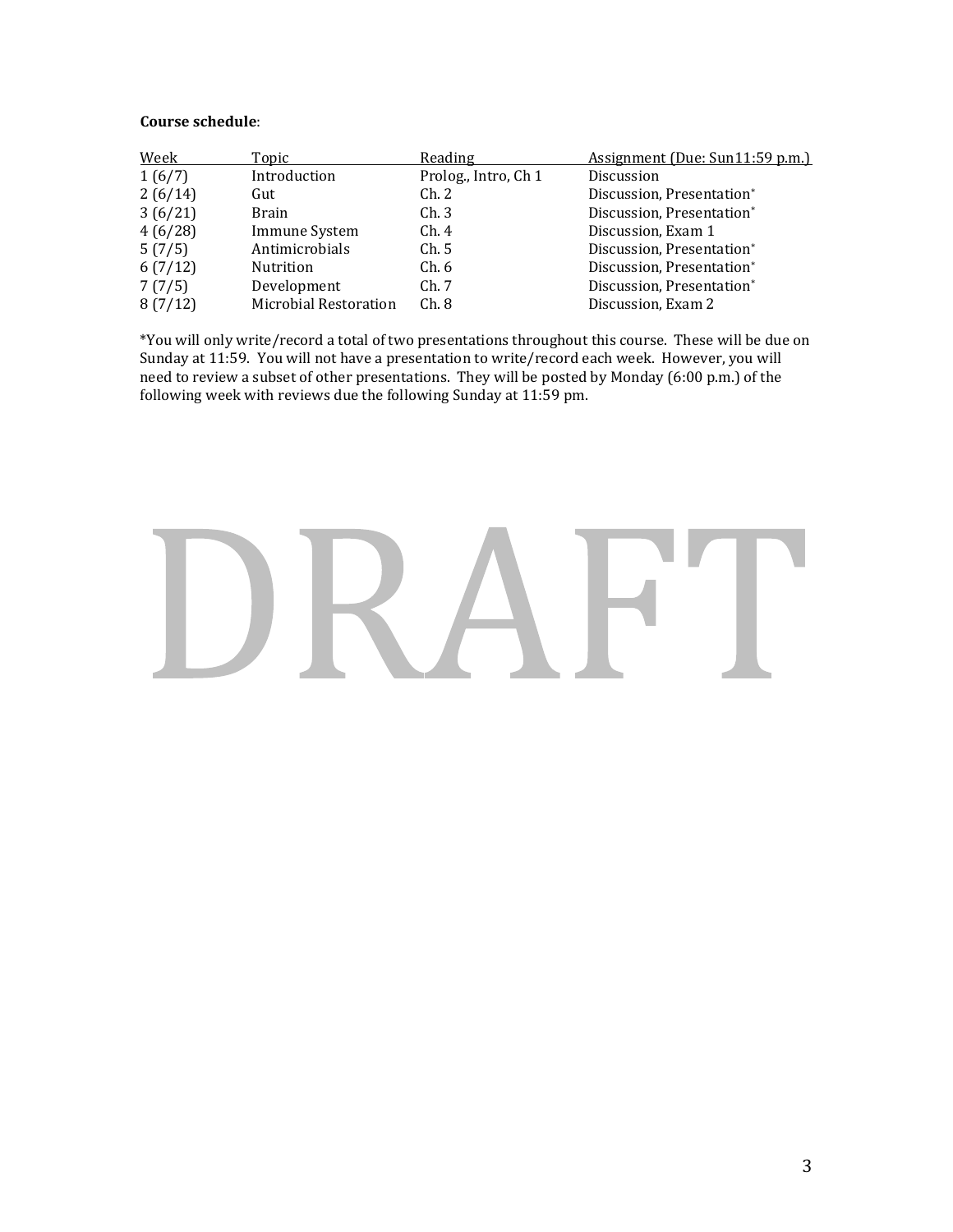**Course schedule**:

| Week | Topic | Reading | Assignment (Due: Sun11:59 p.m.) |
|---|---|---|---|
| 1 (6/7) | Introduction | Prolog., Intro, Ch 1 | Discussion |
| 2 (6/14) | Gut | Ch. 2 | Discussion, Presentation* |
| 3 (6/21) | Brain | Ch. 3 | Discussion, Presentation* |
| 4 (6/28) | Immune System | Ch. 4 | Discussion, Exam 1 |
| 5 (7/5) | Antimicrobials | Ch. 5 | Discussion, Presentation* |
| 6 (7/12) | Nutrition | Ch. 6 | Discussion, Presentation* |
| 7 (7/5) | Development | Ch. 7 | Discussion, Presentation* |
| 8 (7/12) | Microbial Restoration | Ch. 8 | Discussion, Exam 2 |

*You will only write/record a total of two presentations throughout this course. These will be due on Sunday at 11:59. You will not have a presentation to write/record each week. However, you will need to review a subset of other presentations. They will be posted by Monday (6:00 p.m.) of the following week with reviews due the following Sunday at 11:59 pm.

DRAFT